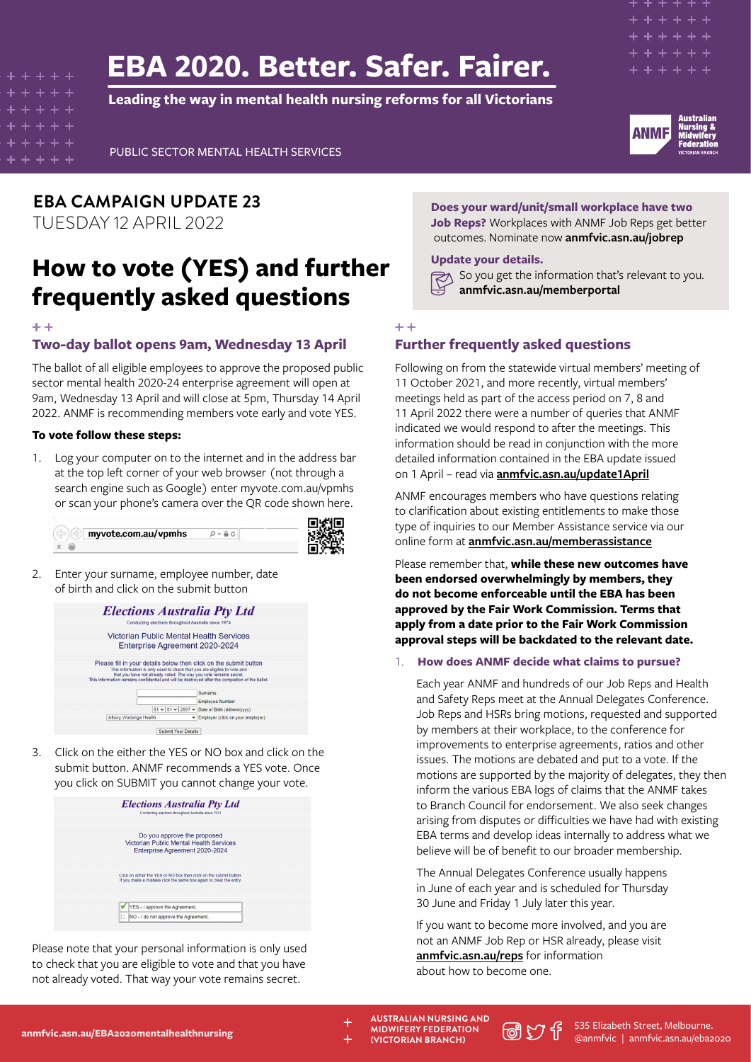# EBA 2020. Better. Safer. Fairer.

**Leading the way in mental health nursing reforms for all Victorians**

PUBLIC SECTOR MENTAL HEALTH SERVICES

## EBA CAMPAIGN UPDATE 23

TUESDAY 12 APRIL 2022

# How to vote (YES) and further frequently asked questions

### Two-day ballot opens 9am, Wednesday 13 April

The ballot of all eligible employees to approve the proposed public sector mental health 2020-24 enterprise agreement will open at 9am, Wednesday 13 April and will close at 5pm, Thursday 14 April 2022. ANMF is recommending members vote early and vote YES.

**To vote follow these steps:**

1. Log your computer on to the internet and in the address bar at the top left corner of your web browser (not through a search engine such as Google) enter myvote.com.au/vpmhs or scan your phone's camera over the QR code shown here.

2. Enter your surname, employee number, date of birth and click on the submit button

3. Click on the either the YES or NO box and click on the submit button. ANMF recommends a YES vote. Once you click on SUBMIT you cannot change your vote.

Please note that your personal information is only used to check that you are eligible to vote and that you have not already voted. That way your vote remains secret.

**Does your ward/unit/small workplace have two Job Reps?** Workplaces with ANMF Job Reps get better outcomes. Nominate now **anmfvic.asn.au/jobrep**

**Update your details.**

So you get the information that's relevant to you. **anmfvic.asn.au/memberportal**

### Further frequently asked questions

Following on from the statewide virtual members' meeting of 11 October 2021, and more recently, virtual members' meetings held as part of the access period on 7, 8 and 11 April 2022 there were a number of queries that ANMF indicated we would respond to after the meetings. This information should be read in conjunction with the more detailed information contained in the EBA update issued on 1 April – read via **anmfvic.asn.au/update1April**

ANMF encourages members who have questions relating to clarification about existing entitlements to make those type of inquiries to our Member Assistance service via our online form at **anmfvic.asn.au/memberassistance**

Please remember that, **while these new outcomes have been endorsed overwhelmingly by members, they do not become enforceable until the EBA has been approved by the Fair Work Commission. Terms that apply from a date prior to the Fair Work Commission approval steps will be backdated to the relevant date.**

1. **How does ANMF decide what claims to pursue?**

   Each year ANMF and hundreds of our Job Reps and Health and Safety Reps meet at the Annual Delegates Conference. Job Reps and HSRs bring motions, requested and supported by members at their workplace, to the conference for improvements to enterprise agreements, ratios and other issues. The motions are debated and put to a vote. If the motions are supported by the majority of delegates, they then inform the various EBA logs of claims that the ANMF takes to Branch Council for endorsement. We also seek changes arising from disputes or difficulties we have had with existing EBA terms and develop ideas internally to address what we believe will be of benefit to our broader membership.

   The Annual Delegates Conference usually happens in June of each year and is scheduled for Thursday 30 June and Friday 1 July later this year.

   If you want to become more involved, and you are not an ANMF Job Rep or HSR already, please visit **anmfvic.asn.au/reps** for information about how to become one.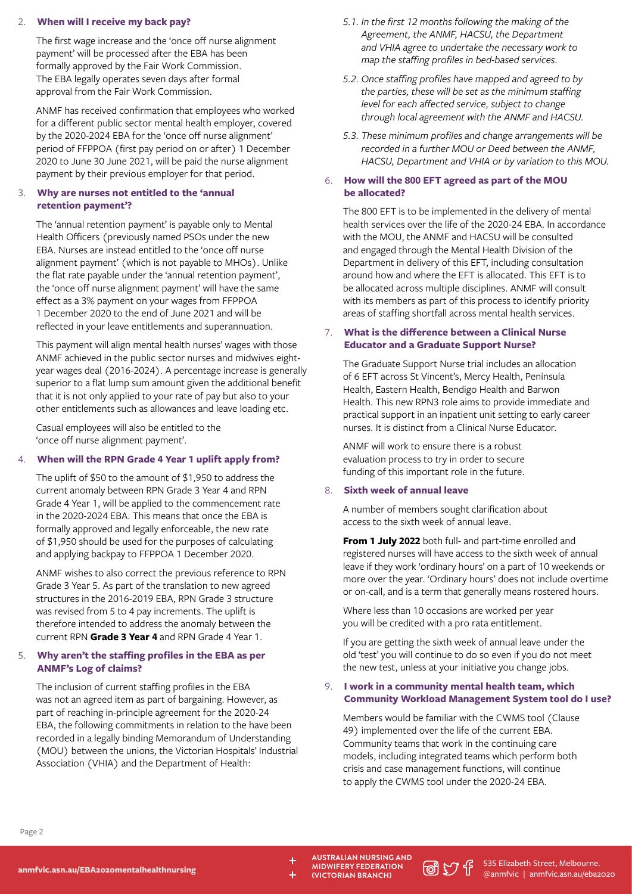### 2. When will I receive my back pay?

The first wage increase and the 'once off nurse alignment payment' will be processed after the EBA has been formally approved by the Fair Work Commission. The EBA legally operates seven days after formal approval from the Fair Work Commission.

ANMF has received confirmation that employees who worked for a different public sector mental health employer, covered by the 2020-2024 EBA for the 'once off nurse alignment' period of FFPPOA (first pay period on or after) 1 December 2020 to June 30 June 2021, will be paid the nurse alignment payment by their previous employer for that period.

### 3. Why are nurses not entitled to the 'annual retention payment'?

The 'annual retention payment' is payable only to Mental Health Officers (previously named PSOs under the new EBA. Nurses are instead entitled to the 'once off nurse alignment payment' (which is not payable to MHOs). Unlike the flat rate payable under the 'annual retention payment', the 'once off nurse alignment payment' will have the same effect as a 3% payment on your wages from FFPPOA 1 December 2020 to the end of June 2021 and will be reflected in your leave entitlements and superannuation.

This payment will align mental health nurses' wages with those ANMF achieved in the public sector nurses and midwives eight-year wages deal (2016-2024). A percentage increase is generally superior to a flat lump sum amount given the additional benefit that it is not only applied to your rate of pay but also to your other entitlements such as allowances and leave loading etc.

Casual employees will also be entitled to the 'once off nurse alignment payment'.

### 4. When will the RPN Grade 4 Year 1 uplift apply from?

The uplift of $50 to the amount of $1,950 to address the current anomaly between RPN Grade 3 Year 4 and RPN Grade 4 Year 1, will be applied to the commencement rate in the 2020-2024 EBA. This means that once the EBA is formally approved and legally enforceable, the new rate of $1,950 should be used for the purposes of calculating and applying backpay to FFPPOA 1 December 2020.

ANMF wishes to also correct the previous reference to RPN Grade 3 Year 5. As part of the translation to new agreed structures in the 2016-2019 EBA, RPN Grade 3 structure was revised from 5 to 4 pay increments. The uplift is therefore intended to address the anomaly between the current RPN **Grade 3 Year 4** and RPN Grade 4 Year 1.

### 5. Why aren't the staffing profiles in the EBA as per ANMF's Log of claims?

The inclusion of current staffing profiles in the EBA was not an agreed item as part of bargaining. However, as part of reaching in-principle agreement for the 2020-24 EBA, the following commitments in relation to the have been recorded in a legally binding Memorandum of Understanding (MOU) between the unions, the Victorian Hospitals' Industrial Association (VHIA) and the Department of Health:

*5.1. In the first 12 months following the making of the Agreement, the ANMF, HACSU, the Department and VHIA agree to undertake the necessary work to map the staffing profiles in bed-based services.*

*5.2. Once staffing profiles have mapped and agreed to by the parties, these will be set as the minimum staffing level for each affected service, subject to change through local agreement with the ANMF and HACSU.*

*5.3. These minimum profiles and change arrangements will be recorded in a further MOU or Deed between the ANMF, HACSU, Department and VHIA or by variation to this MOU.*

### 6. How will the 800 EFT agreed as part of the MOU be allocated?

The 800 EFT is to be implemented in the delivery of mental health services over the life of the 2020-24 EBA. In accordance with the MOU, the ANMF and HACSU will be consulted and engaged through the Mental Health Division of the Department in delivery of this EFT, including consultation around how and where the EFT is allocated. This EFT is to be allocated across multiple disciplines. ANMF will consult with its members as part of this process to identify priority areas of staffing shortfall across mental health services.

### 7. What is the difference between a Clinical Nurse Educator and a Graduate Support Nurse?

The Graduate Support Nurse trial includes an allocation of 6 EFT across St Vincent's, Mercy Health, Peninsula Health, Eastern Health, Bendigo Health and Barwon Health. This new RPN3 role aims to provide immediate and practical support in an inpatient unit setting to early career nurses. It is distinct from a Clinical Nurse Educator.

ANMF will work to ensure there is a robust evaluation process to try in order to secure funding of this important role in the future.

### 8. Sixth week of annual leave

A number of members sought clarification about access to the sixth week of annual leave.

**From 1 July 2022** both full- and part-time enrolled and registered nurses will have access to the sixth week of annual leave if they work 'ordinary hours' on a part of 10 weekends or more over the year. 'Ordinary hours' does not include overtime or on-call, and is a term that generally means rostered hours.

Where less than 10 occasions are worked per year you will be credited with a pro rata entitlement.

If you are getting the sixth week of annual leave under the old 'test' you will continue to do so even if you do not meet the new test, unless at your initiative you change jobs.

### 9. I work in a community mental health team, which Community Workload Management System tool do I use?

Members would be familiar with the CWMS tool (Clause 49) implemented over the life of the current EBA. Community teams that work in the continuing care models, including integrated teams which perform both crisis and case management functions, will continue to apply the CWMS tool under the 2020-24 EBA.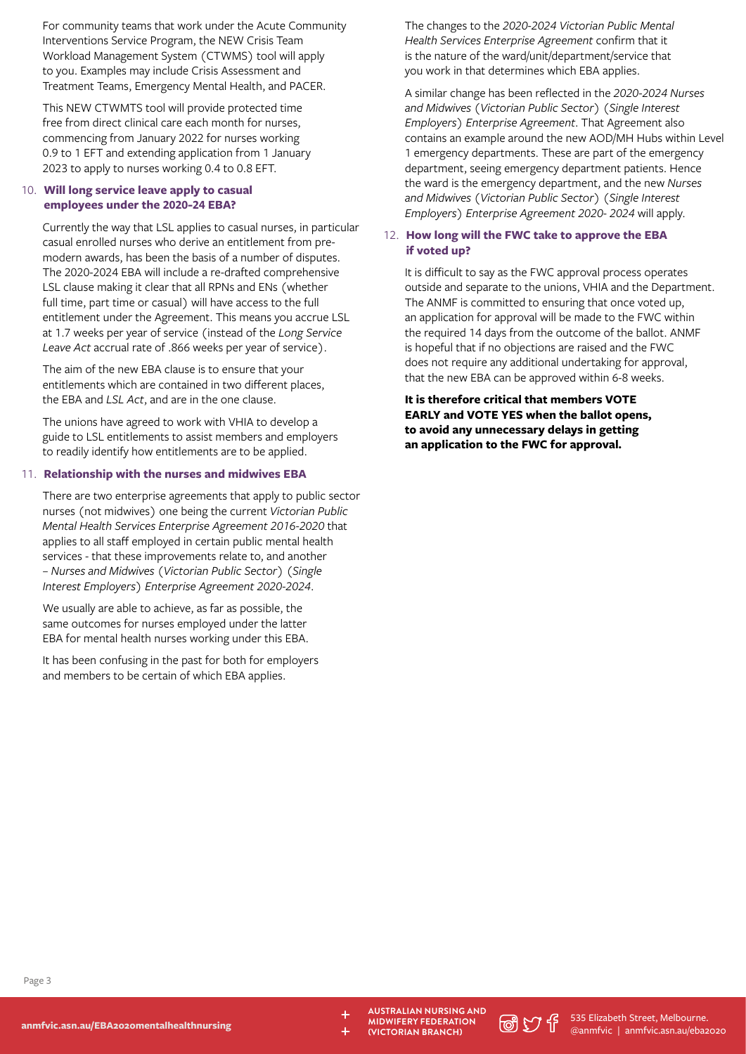For community teams that work under the Acute Community Interventions Service Program, the NEW Crisis Team Workload Management System (CTWMS) tool will apply to you. Examples may include Crisis Assessment and Treatment Teams, Emergency Mental Health, and PACER.

This NEW CTWMTS tool will provide protected time free from direct clinical care each month for nurses, commencing from January 2022 for nurses working 0.9 to 1 EFT and extending application from 1 January 2023 to apply to nurses working 0.4 to 0.8 EFT.

### 10. Will long service leave apply to casual employees under the 2020-24 EBA?

Currently the way that LSL applies to casual nurses, in particular casual enrolled nurses who derive an entitlement from pre-modern awards, has been the basis of a number of disputes. The 2020-2024 EBA will include a re-drafted comprehensive LSL clause making it clear that all RPNs and ENs (whether full time, part time or casual) will have access to the full entitlement under the Agreement. This means you accrue LSL at 1.7 weeks per year of service (instead of the *Long Service Leave Act* accrual rate of .866 weeks per year of service).

The aim of the new EBA clause is to ensure that your entitlements which are contained in two different places, the EBA and *LSL Act*, and are in the one clause.

The unions have agreed to work with VHIA to develop a guide to LSL entitlements to assist members and employers to readily identify how entitlements are to be applied.

### 11. Relationship with the nurses and midwives EBA

There are two enterprise agreements that apply to public sector nurses (not midwives) one being the current *Victorian Public Mental Health Services Enterprise Agreement 2016-2020* that applies to all staff employed in certain public mental health services - that these improvements relate to, and another – *Nurses and Midwives (Victorian Public Sector) (Single Interest Employers) Enterprise Agreement 2020-2024*.

We usually are able to achieve, as far as possible, the same outcomes for nurses employed under the latter EBA for mental health nurses working under this EBA.

It has been confusing in the past for both for employers and members to be certain of which EBA applies.

The changes to the *2020-2024 Victorian Public Mental Health Services Enterprise Agreement* confirm that it is the nature of the ward/unit/department/service that you work in that determines which EBA applies.

A similar change has been reflected in the *2020-2024 Nurses and Midwives (Victorian Public Sector) (Single Interest Employers) Enterprise Agreement*. That Agreement also contains an example around the new AOD/MH Hubs within Level 1 emergency departments. These are part of the emergency department, seeing emergency department patients. Hence the ward is the emergency department, and the new *Nurses and Midwives (Victorian Public Sector) (Single Interest Employers) Enterprise Agreement 2020- 2024* will apply.

### 12. How long will the FWC take to approve the EBA if voted up?

It is difficult to say as the FWC approval process operates outside and separate to the unions, VHIA and the Department. The ANMF is committed to ensuring that once voted up, an application for approval will be made to the FWC within the required 14 days from the outcome of the ballot. ANMF is hopeful that if no objections are raised and the FWC does not require any additional undertaking for approval, that the new EBA can be approved within 6-8 weeks.

**It is therefore critical that members VOTE EARLY and VOTE YES when the ballot opens, to avoid any unnecessary delays in getting an application to the FWC for approval.**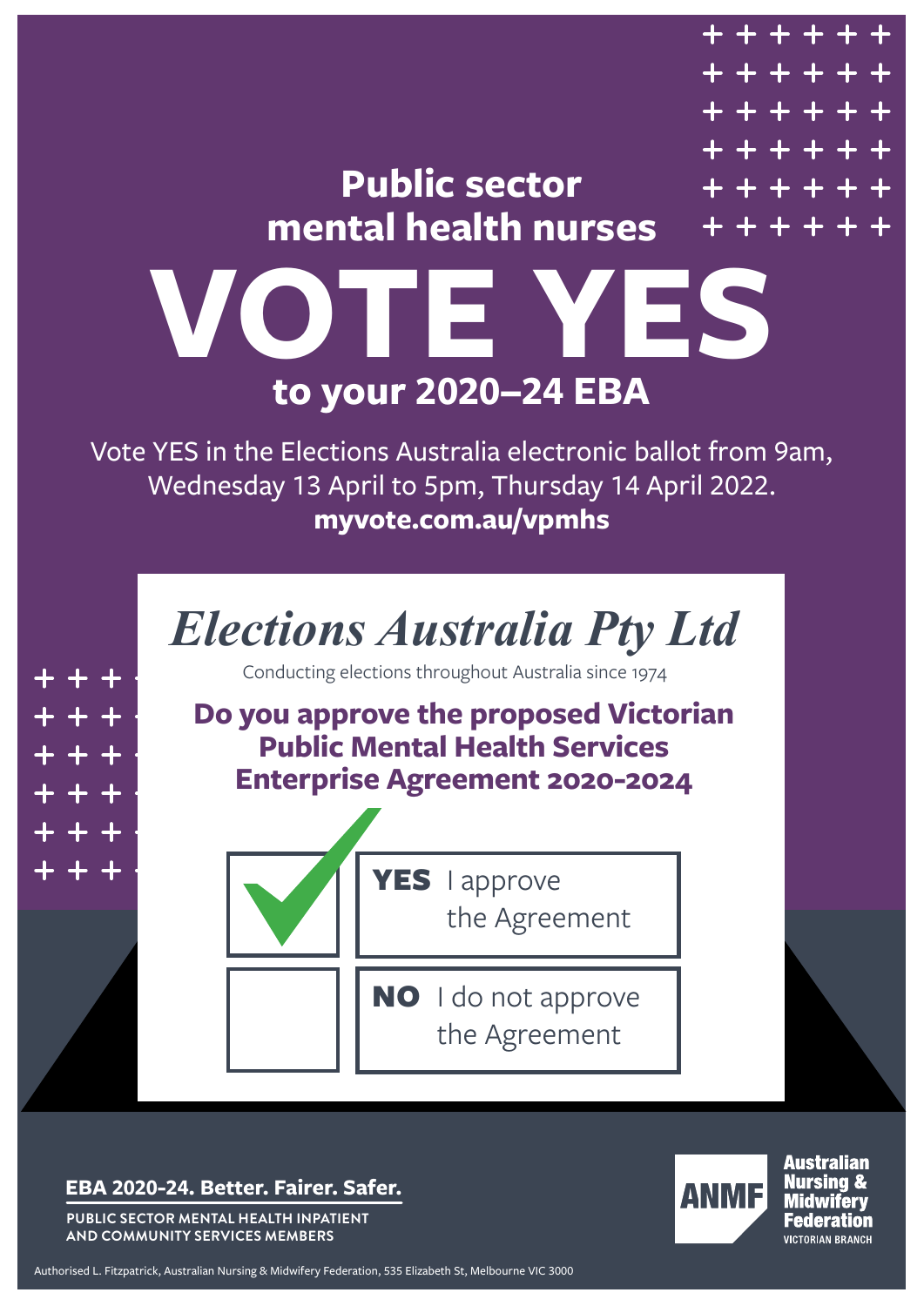## Public sector mental health nurses

# VOTE YES

## to your 2020–24 EBA

Vote YES in the Elections Australia electronic ballot from 9am, Wednesday 13 April to 5pm, Thursday 14 April 2022.

**myvote.com.au/vpmhs**

*Elections Australia Pty Ltd*

Conducting elections throughout Australia since 1974

**Do you approve the proposed Victorian Public Mental Health Services Enterprise Agreement 2020-2024**

- ✓ **YES** I approve the Agreement
- ☐ **NO** I do not approve the Agreement

**EBA 2020-24. Better. Fairer. Safer.**

PUBLIC SECTOR MENTAL HEALTH INPATIENT AND COMMUNITY SERVICES MEMBERS

ANMF Australian Nursing & Midwifery Federation VICTORIAN BRANCH

Authorised L. Fitzpatrick, Australian Nursing & Midwifery Federation, 535 Elizabeth St, Melbourne VIC 3000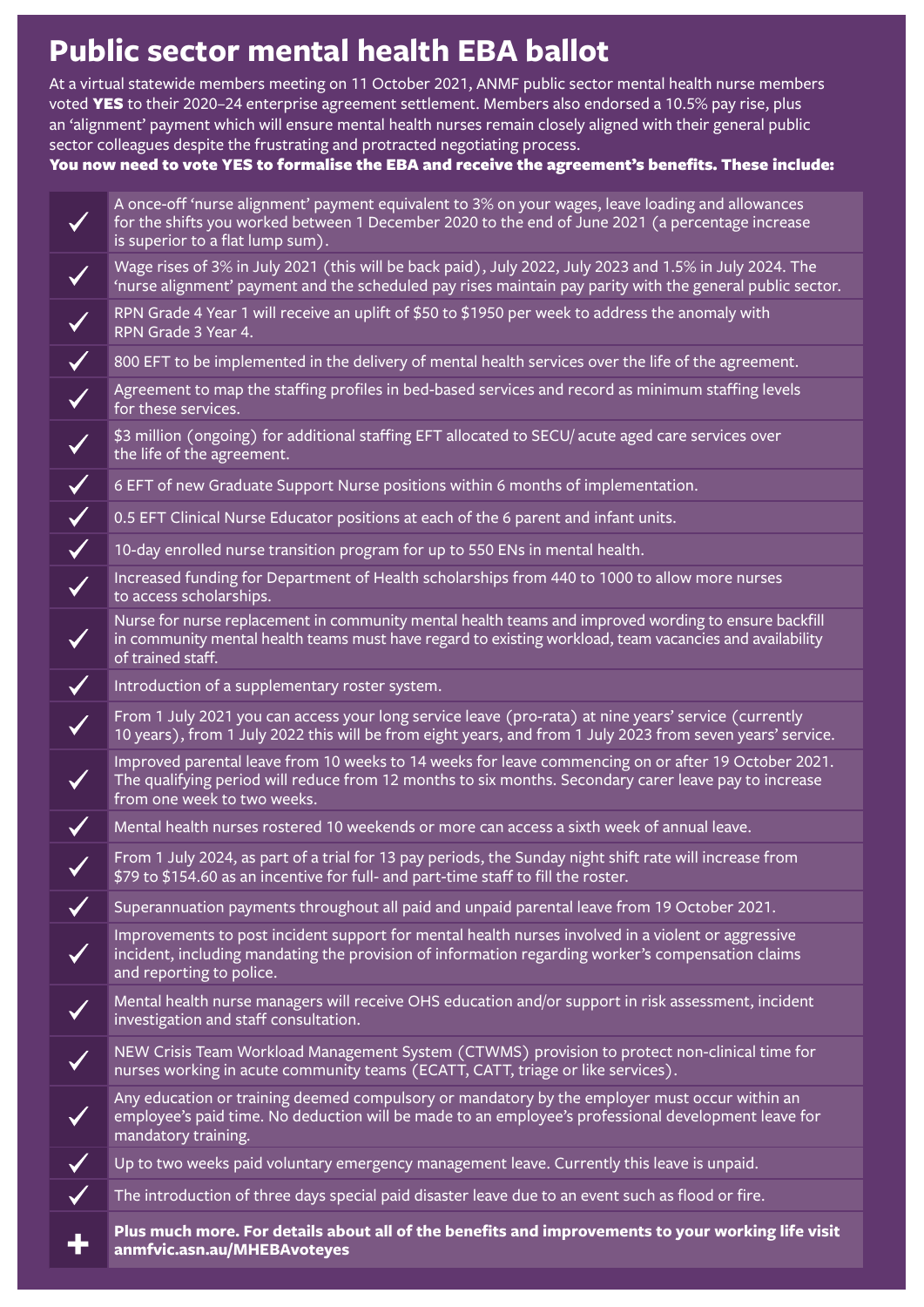# Public sector mental health EBA ballot

At a virtual statewide members meeting on 11 October 2021, ANMF public sector mental health nurse members voted **YES** to their 2020–24 enterprise agreement settlement. Members also endorsed a 10.5% pay rise, plus an 'alignment' payment which will ensure mental health nurses remain closely aligned with their general public sector colleagues despite the frustrating and protracted negotiating process.

**You now need to vote YES to formalise the EBA and receive the agreement's benefits. These include:**

- ✓ A once-off 'nurse alignment' payment equivalent to 3% on your wages, leave loading and allowances for the shifts you worked between 1 December 2020 to the end of June 2021 (a percentage increase is superior to a flat lump sum).
- ✓ Wage rises of 3% in July 2021 (this will be back paid), July 2022, July 2023 and 1.5% in July 2024. The 'nurse alignment' payment and the scheduled pay rises maintain pay parity with the general public sector.
- ✓ RPN Grade 4 Year 1 will receive an uplift of $50 to $1950 per week to address the anomaly with RPN Grade 3 Year 4.
- ✓ 800 EFT to be implemented in the delivery of mental health services over the life of the agreement.
- ✓ Agreement to map the staffing profiles in bed-based services and record as minimum staffing levels for these services.
- ✓ $3 million (ongoing) for additional staffing EFT allocated to SECU/ acute aged care services over the life of the agreement.
- ✓ 6 EFT of new Graduate Support Nurse positions within 6 months of implementation.
- ✓ 0.5 EFT Clinical Nurse Educator positions at each of the 6 parent and infant units.
- ✓ 10-day enrolled nurse transition program for up to 550 ENs in mental health.
- ✓ Increased funding for Department of Health scholarships from 440 to 1000 to allow more nurses to access scholarships.
- ✓ Nurse for nurse replacement in community mental health teams and improved wording to ensure backfill in community mental health teams must have regard to existing workload, team vacancies and availability of trained staff.
- ✓ Introduction of a supplementary roster system.
- ✓ From 1 July 2021 you can access your long service leave (pro-rata) at nine years' service (currently 10 years), from 1 July 2022 this will be from eight years, and from 1 July 2023 from seven years' service.
- ✓ Improved parental leave from 10 weeks to 14 weeks for leave commencing on or after 19 October 2021. The qualifying period will reduce from 12 months to six months. Secondary carer leave pay to increase from one week to two weeks.
- ✓ Mental health nurses rostered 10 weekends or more can access a sixth week of annual leave.
- ✓ From 1 July 2024, as part of a trial for 13 pay periods, the Sunday night shift rate will increase from $79 to $154.60 as an incentive for full- and part-time staff to fill the roster.
- ✓ Superannuation payments throughout all paid and unpaid parental leave from 19 October 2021.
- ✓ Improvements to post incident support for mental health nurses involved in a violent or aggressive incident, including mandating the provision of information regarding worker's compensation claims and reporting to police.
- ✓ Mental health nurse managers will receive OHS education and/or support in risk assessment, incident investigation and staff consultation.
- ✓ NEW Crisis Team Workload Management System (CTWMS) provision to protect non-clinical time for nurses working in acute community teams (ECATT, CATT, triage or like services).
- ✓ Any education or training deemed compulsory or mandatory by the employer must occur within an employee's paid time. No deduction will be made to an employee's professional development leave for mandatory training.
- ✓ Up to two weeks paid voluntary emergency management leave. Currently this leave is unpaid.
- ✓ The introduction of three days special paid disaster leave due to an event such as flood or fire.
- \+ **Plus much more. For details about all of the benefits and improvements to your working life visit anmfvic.asn.au/MHEBAvoteyes**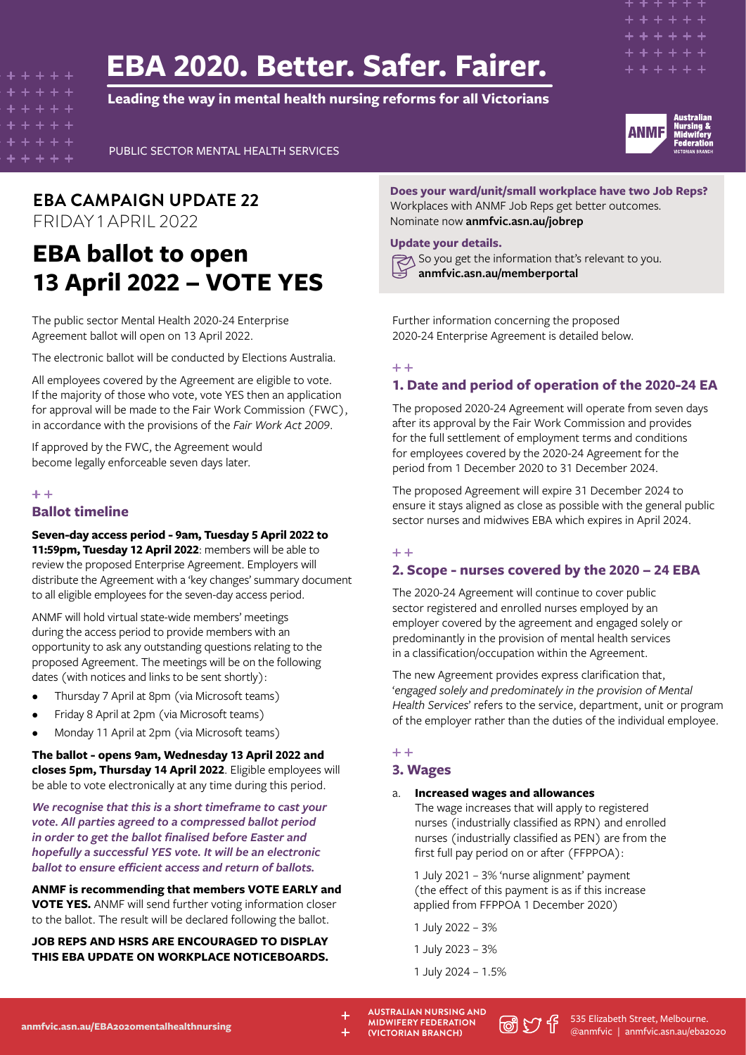# EBA 2020. Better. Safer. Fairer.

**Leading the way in mental health nursing reforms for all Victorians**

PUBLIC SECTOR MENTAL HEALTH SERVICES

## EBA CAMPAIGN UPDATE 22

FRIDAY 1 APRIL 2022

# EBA ballot to open 13 April 2022 – VOTE YES

The public sector Mental Health 2020-24 Enterprise Agreement ballot will open on 13 April 2022.

The electronic ballot will be conducted by Elections Australia.

All employees covered by the Agreement are eligible to vote. If the majority of those who vote, vote YES then an application for approval will be made to the Fair Work Commission (FWC), in accordance with the provisions of the *Fair Work Act 2009*.

If approved by the FWC, the Agreement would become legally enforceable seven days later.

### Ballot timeline

**Seven-day access period - 9am, Tuesday 5 April 2022 to 11:59pm, Tuesday 12 April 2022**: members will be able to review the proposed Enterprise Agreement. Employers will distribute the Agreement with a 'key changes' summary document to all eligible employees for the seven-day access period.

ANMF will hold virtual state-wide members' meetings during the access period to provide members with an opportunity to ask any outstanding questions relating to the proposed Agreement. The meetings will be on the following dates (with notices and links to be sent shortly):

- Thursday 7 April at 8pm (via Microsoft teams)
- Friday 8 April at 2pm (via Microsoft teams)
- Monday 11 April at 2pm (via Microsoft teams)

**The ballot - opens 9am, Wednesday 13 April 2022 and closes 5pm, Thursday 14 April 2022**. Eligible employees will be able to vote electronically at any time during this period.

***We recognise that this is a short timeframe to cast your vote. All parties agreed to a compressed ballot period in order to get the ballot finalised before Easter and hopefully a successful YES vote. It will be an electronic ballot to ensure efficient access and return of ballots.***

**ANMF is recommending that members VOTE EARLY and VOTE YES.** ANMF will send further voting information closer to the ballot. The result will be declared following the ballot.

**JOB REPS AND HSRS ARE ENCOURAGED TO DISPLAY THIS EBA UPDATE ON WORKPLACE NOTICEBOARDS.**

**Does your ward/unit/small workplace have two Job Reps?** Workplaces with ANMF Job Reps get better outcomes. Nominate now **anmfvic.asn.au/jobrep**

**Update your details.** So you get the information that's relevant to you. **anmfvic.asn.au/memberportal**

Further information concerning the proposed 2020-24 Enterprise Agreement is detailed below.

### 1. Date and period of operation of the 2020-24 EA

The proposed 2020-24 Agreement will operate from seven days after its approval by the Fair Work Commission and provides for the full settlement of employment terms and conditions for employees covered by the 2020-24 Agreement for the period from 1 December 2020 to 31 December 2024.

The proposed Agreement will expire 31 December 2024 to ensure it stays aligned as close as possible with the general public sector nurses and midwives EBA which expires in April 2024.

### 2. Scope - nurses covered by the 2020 – 24 EBA

The 2020-24 Agreement will continue to cover public sector registered and enrolled nurses employed by an employer covered by the agreement and engaged solely or predominantly in the provision of mental health services in a classification/occupation within the Agreement.

The new Agreement provides express clarification that, '*engaged solely and predominately in the provision of Mental Health Services*' refers to the service, department, unit or program of the employer rather than the duties of the individual employee.

### 3. Wages

a. **Increased wages and allowances**

The wage increases that will apply to registered nurses (industrially classified as RPN) and enrolled nurses (industrially classified as PEN) are from the first full pay period on or after (FFPPOA):

1 July 2021 – 3% 'nurse alignment' payment (the effect of this payment is as if this increase applied from FFPPOA 1 December 2020)

1 July 2022 – 3%

1 July 2023 – 3%

1 July 2024 – 1.5%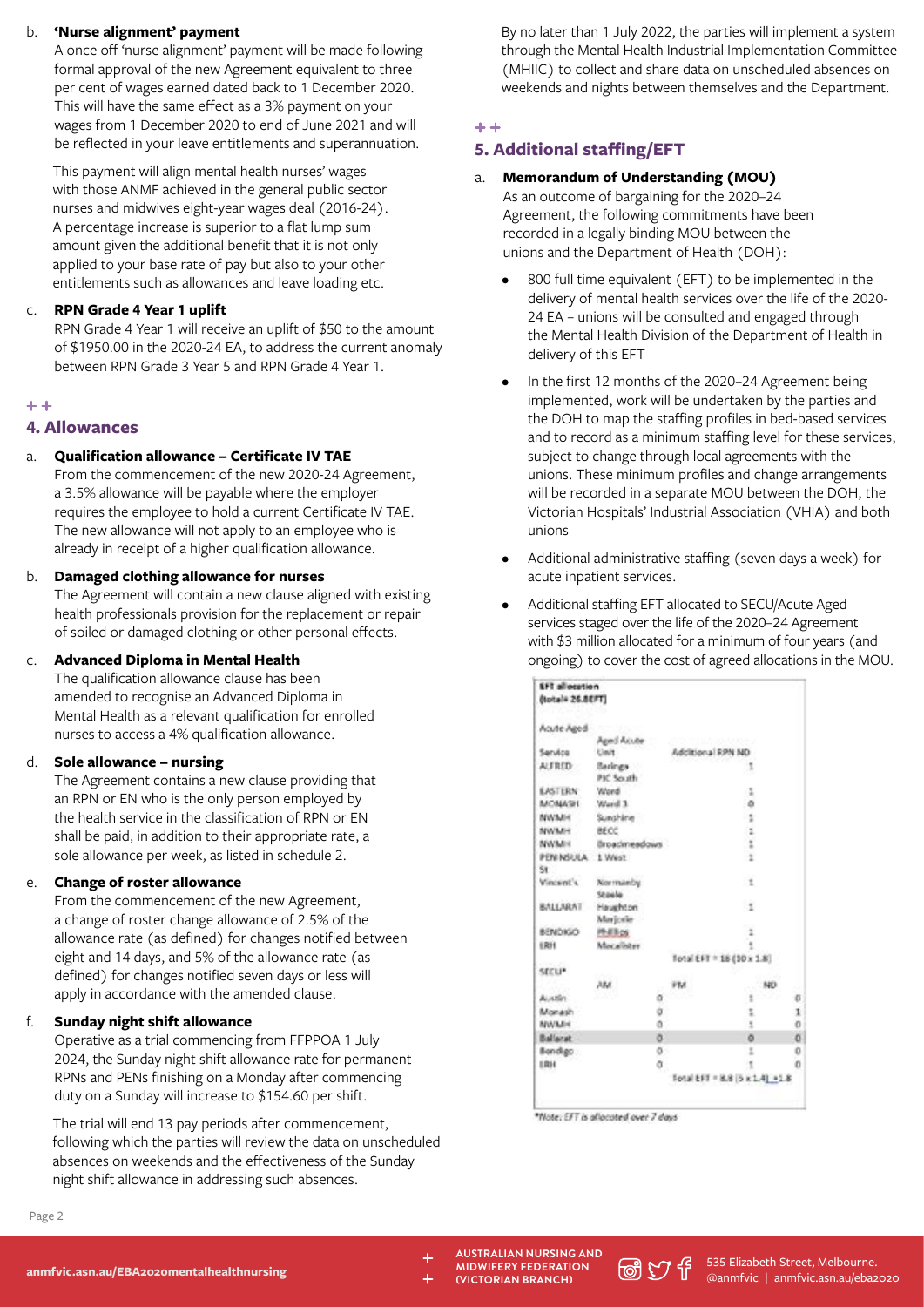b. **'Nurse alignment' payment**
A once off 'nurse alignment' payment will be made following formal approval of the new Agreement equivalent to three per cent of wages earned dated back to 1 December 2020. This will have the same effect as a 3% payment on your wages from 1 December 2020 to end of June 2021 and will be reflected in your leave entitlements and superannuation.

This payment will align mental health nurses' wages with those ANMF achieved in the general public sector nurses and midwives eight-year wages deal (2016-24). A percentage increase is superior to a flat lump sum amount given the additional benefit that it is not only applied to your base rate of pay but also to your other entitlements such as allowances and leave loading etc.

c. **RPN Grade 4 Year 1 uplift**
RPN Grade 4 Year 1 will receive an uplift of $50 to the amount of $1950.00 in the 2020-24 EA, to address the current anomaly between RPN Grade 3 Year 5 and RPN Grade 4 Year 1.

## 4. Allowances

a. **Qualification allowance – Certificate IV TAE**
From the commencement of the new 2020-24 Agreement, a 3.5% allowance will be payable where the employer requires the employee to hold a current Certificate IV TAE. The new allowance will not apply to an employee who is already in receipt of a higher qualification allowance.

b. **Damaged clothing allowance for nurses**
The Agreement will contain a new clause aligned with existing health professionals provision for the replacement or repair of soiled or damaged clothing or other personal effects.

c. **Advanced Diploma in Mental Health**
The qualification allowance clause has been amended to recognise an Advanced Diploma in Mental Health as a relevant qualification for enrolled nurses to access a 4% qualification allowance.

d. **Sole allowance – nursing**
The Agreement contains a new clause providing that an RPN or EN who is the only person employed by the health service in the classification of RPN or EN shall be paid, in addition to their appropriate rate, a sole allowance per week, as listed in schedule 2.

e. **Change of roster allowance**
From the commencement of the new Agreement, a change of roster change allowance of 2.5% of the allowance rate (as defined) for changes notified between eight and 14 days, and 5% of the allowance rate (as defined) for changes notified seven days or less will apply in accordance with the amended clause.

f. **Sunday night shift allowance**
Operative as a trial commencing from FFPPOA 1 July 2024, the Sunday night shift allowance rate for permanent RPNs and PENs finishing on a Monday after commencing duty on a Sunday will increase to $154.60 per shift.

The trial will end 13 pay periods after commencement, following which the parties will review the data on unscheduled absences on weekends and the effectiveness of the Sunday night shift allowance in addressing such absences.

By no later than 1 July 2022, the parties will implement a system through the Mental Health Industrial Implementation Committee (MHIIC) to collect and share data on unscheduled absences on weekends and nights between themselves and the Department.

## 5. Additional staffing/EFT

a. **Memorandum of Understanding (MOU)**
As an outcome of bargaining for the 2020–24 Agreement, the following commitments have been recorded in a legally binding MOU between the unions and the Department of Health (DOH):

- 800 full time equivalent (EFT) to be implemented in the delivery of mental health services over the life of the 2020-24 EA – unions will be consulted and engaged through the Mental Health Division of the Department of Health in delivery of this EFT
- In the first 12 months of the 2020–24 Agreement being implemented, work will be undertaken by the parties and the DOH to map the staffing profiles in bed-based services and to record as a minimum staffing level for these services, subject to change through local agreements with the unions. These minimum profiles and change arrangements will be recorded in a separate MOU between the DOH, the Victorian Hospitals' Industrial Association (VHIA) and both unions
- Additional administrative staffing (seven days a week) for acute inpatient services.
- Additional staffing EFT allocated to SECU/Acute Aged services staged over the life of the 2020–24 Agreement with $3 million allocated for a minimum of four years (and ongoing) to cover the cost of agreed allocations in the MOU.

**EFT allocation (total= 26.8EFT)**

| Acute Aged Service | Aged Acute Unit | Additional RPN ND |
|---|---|---|
| ALFRED | Barinya | 1 |
| EASTERN | PIC South Ward | 1 |
| MONASH | Ward 3 | 0 |
| NWMH | Sunshine | 1 |
| NWMH | BECC | 1 |
| NWMH | Broadmeadows | 1 |
| PENINSULA | 1 West | 1 |
| St Vincent's | Normanby | 1 |
| BALLARAT | Steele Haughton Marjorie | 1 |
| BENDIGO | Phillips | 1 |
| ERH | Macalister | 1 |
| | | Total EFT = 18 (10 x 1.8) |

| SECU* | AM | PM | ND |
|---|---|---|---|
| Austin | 0 | 1 | 0 |
| Monash | 0 | 1 | 1 |
| NWMH | 0 | 1 | 0 |
| Ballarat | 0 | 0 | 0 |
| Bendigo | 0 | 1 | 0 |
| ERH | 0 | 1 | 0 |
| | | Total EFT = 8.8 (5 x 1.4) +1.8 | |

*Note: EFT is allocated over 7 days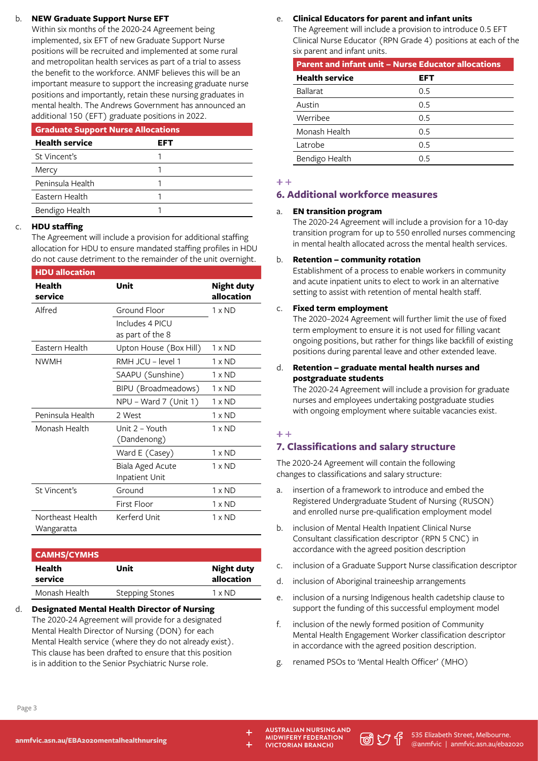b. **NEW Graduate Support Nurse EFT**

Within six months of the 2020-24 Agreement being implemented, six EFT of new Graduate Support Nurse positions will be recruited and implemented at some rural and metropolitan health services as part of a trial to assess the benefit to the workforce. ANMF believes this will be an important measure to support the increasing graduate nurse positions and importantly, retain these nursing graduates in mental health. The Andrews Government has announced an additional 150 (EFT) graduate positions in 2022.

**Graduate Support Nurse Allocations**

| Health service | EFT |
|---|---|
| St Vincent's | 1 |
| Mercy | 1 |
| Peninsula Health | 1 |
| Eastern Health | 1 |
| Bendigo Health | 1 |

c. **HDU staffing**

The Agreement will include a provision for additional staffing allocation for HDU to ensure mandated staffing profiles in HDU do not cause detriment to the remainder of the unit overnight.

**HDU allocation**

| Health service | Unit | Night duty allocation |
|---|---|---|
| Alfred | Ground Floor | 1 x ND |
| | Includes 4 PICU as part of the 8 | |
| Eastern Health | Upton House (Box Hill) | 1 x ND |
| NWMH | RMH JCU – level 1 | 1 x ND |
| | SAAPU (Sunshine) | 1 x ND |
| | BIPU (Broadmeadows) | 1 x ND |
| | NPU – Ward 7 (Unit 1) | 1 x ND |
| Peninsula Health | 2 West | 1 x ND |
| Monash Health | Unit 2 – Youth (Dandenong) | 1 x ND |
| | Ward E (Casey) | 1 x ND |
| | Biala Aged Acute Inpatient Unit | 1 x ND |
| St Vincent's | Ground | 1 x ND |
| | First Floor | 1 x ND |
| Northeast Health Wangaratta | Kerferd Unit | 1 x ND |

**CAMHS/CYMHS**

| Health service | Unit | Night duty allocation |
|---|---|---|
| Monash Health | Stepping Stones | 1 x ND |

d. **Designated Mental Health Director of Nursing**

The 2020-24 Agreement will provide for a designated Mental Health Director of Nursing (DON) for each Mental Health service (where they do not already exist). This clause has been drafted to ensure that this position is in addition to the Senior Psychiatric Nurse role.

e. **Clinical Educators for parent and infant units**

The Agreement will include a provision to introduce 0.5 EFT Clinical Nurse Educator (RPN Grade 4) positions at each of the six parent and infant units.

**Parent and infant unit – Nurse Educator allocations**

| Health service | EFT |
|---|---|
| Ballarat | 0.5 |
| Austin | 0.5 |
| Werribee | 0.5 |
| Monash Health | 0.5 |
| Latrobe | 0.5 |
| Bendigo Health | 0.5 |

## 6. Additional workforce measures

a. **EN transition program**

The 2020-24 Agreement will include a provision for a 10-day transition program for up to 550 enrolled nurses commencing in mental health allocated across the mental health services.

b. **Retention – community rotation**

Establishment of a process to enable workers in community and acute inpatient units to elect to work in an alternative setting to assist with retention of mental health staff.

c. **Fixed term employment**

The 2020–2024 Agreement will further limit the use of fixed term employment to ensure it is not used for filling vacant ongoing positions, but rather for things like backfill of existing positions during parental leave and other extended leave.

d. **Retention – graduate mental health nurses and postgraduate students**

The 2020-24 Agreement will include a provision for graduate nurses and employees undertaking postgraduate studies with ongoing employment where suitable vacancies exist.

## 7. Classifications and salary structure

The 2020-24 Agreement will contain the following changes to classifications and salary structure:

a. insertion of a framework to introduce and embed the Registered Undergraduate Student of Nursing (RUSON) and enrolled nurse pre-qualification employment model

b. inclusion of Mental Health Inpatient Clinical Nurse Consultant classification descriptor (RPN 5 CNC) in accordance with the agreed position description

c. inclusion of a Graduate Support Nurse classification descriptor

d. inclusion of Aboriginal traineeship arrangements

e. inclusion of a nursing Indigenous health cadetship clause to support the funding of this successful employment model

f. inclusion of the newly formed position of Community Mental Health Engagement Worker classification descriptor in accordance with the agreed position description.

g. renamed PSOs to 'Mental Health Officer' (MHO)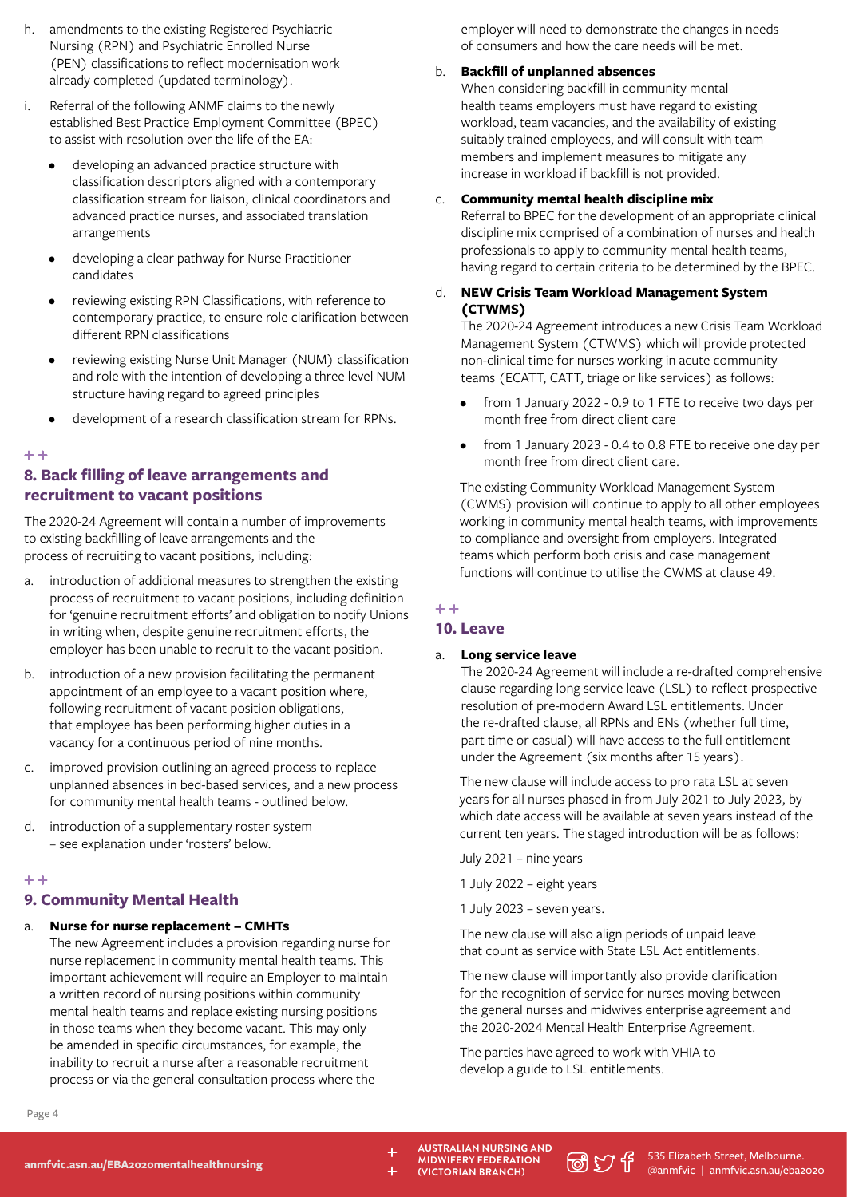h. amendments to the existing Registered Psychiatric Nursing (RPN) and Psychiatric Enrolled Nurse (PEN) classifications to reflect modernisation work already completed (updated terminology).

i. Referral of the following ANMF claims to the newly established Best Practice Employment Committee (BPEC) to assist with resolution over the life of the EA:

- developing an advanced practice structure with classification descriptors aligned with a contemporary classification stream for liaison, clinical coordinators and advanced practice nurses, and associated translation arrangements
- developing a clear pathway for Nurse Practitioner candidates
- reviewing existing RPN Classifications, with reference to contemporary practice, to ensure role clarification between different RPN classifications
- reviewing existing Nurse Unit Manager (NUM) classification and role with the intention of developing a three level NUM structure having regard to agreed principles
- development of a research classification stream for RPNs.

## 8. Back filling of leave arrangements and recruitment to vacant positions

The 2020-24 Agreement will contain a number of improvements to existing backfilling of leave arrangements and the process of recruiting to vacant positions, including:

a. introduction of additional measures to strengthen the existing process of recruitment to vacant positions, including definition for 'genuine recruitment efforts' and obligation to notify Unions in writing when, despite genuine recruitment efforts, the employer has been unable to recruit to the vacant position.

b. introduction of a new provision facilitating the permanent appointment of an employee to a vacant position where, following recruitment of vacant position obligations, that employee has been performing higher duties in a vacancy for a continuous period of nine months.

c. improved provision outlining an agreed process to replace unplanned absences in bed-based services, and a new process for community mental health teams - outlined below.

d. introduction of a supplementary roster system – see explanation under 'rosters' below.

## 9. Community Mental Health

a. **Nurse for nurse replacement – CMHTs**

The new Agreement includes a provision regarding nurse for nurse replacement in community mental health teams. This important achievement will require an Employer to maintain a written record of nursing positions within community mental health teams and replace existing nursing positions in those teams when they become vacant. This may only be amended in specific circumstances, for example, the inability to recruit a nurse after a reasonable recruitment process or via the general consultation process where the employer will need to demonstrate the changes in needs of consumers and how the care needs will be met.

b. **Backfill of unplanned absences**

When considering backfill in community mental health teams employers must have regard to existing workload, team vacancies, and the availability of existing suitably trained employees, and will consult with team members and implement measures to mitigate any increase in workload if backfill is not provided.

c. **Community mental health discipline mix**

Referral to BPEC for the development of an appropriate clinical discipline mix comprised of a combination of nurses and health professionals to apply to community mental health teams, having regard to certain criteria to be determined by the BPEC.

d. **NEW Crisis Team Workload Management System (CTWMS)**

The 2020-24 Agreement introduces a new Crisis Team Workload Management System (CTWMS) which will provide protected non-clinical time for nurses working in acute community teams (ECATT, CATT, triage or like services) as follows:

- from 1 January 2022 - 0.9 to 1 FTE to receive two days per month free from direct client care
- from 1 January 2023 - 0.4 to 0.8 FTE to receive one day per month free from direct client care.

The existing Community Workload Management System (CWMS) provision will continue to apply to all other employees working in community mental health teams, with improvements to compliance and oversight from employers. Integrated teams which perform both crisis and case management functions will continue to utilise the CWMS at clause 49.

## 10. Leave

a. **Long service leave**

The 2020-24 Agreement will include a re-drafted comprehensive clause regarding long service leave (LSL) to reflect prospective resolution of pre-modern Award LSL entitlements. Under the re-drafted clause, all RPNs and ENs (whether full time, part time or casual) will have access to the full entitlement under the Agreement (six months after 15 years).

The new clause will include access to pro rata LSL at seven years for all nurses phased in from July 2021 to July 2023, by which date access will be available at seven years instead of the current ten years. The staged introduction will be as follows:

July 2021 – nine years

1 July 2022 – eight years

1 July 2023 – seven years.

The new clause will also align periods of unpaid leave that count as service with State LSL Act entitlements.

The new clause will importantly also provide clarification for the recognition of service for nurses moving between the general nurses and midwives enterprise agreement and the 2020-2024 Mental Health Enterprise Agreement.

The parties have agreed to work with VHIA to develop a guide to LSL entitlements.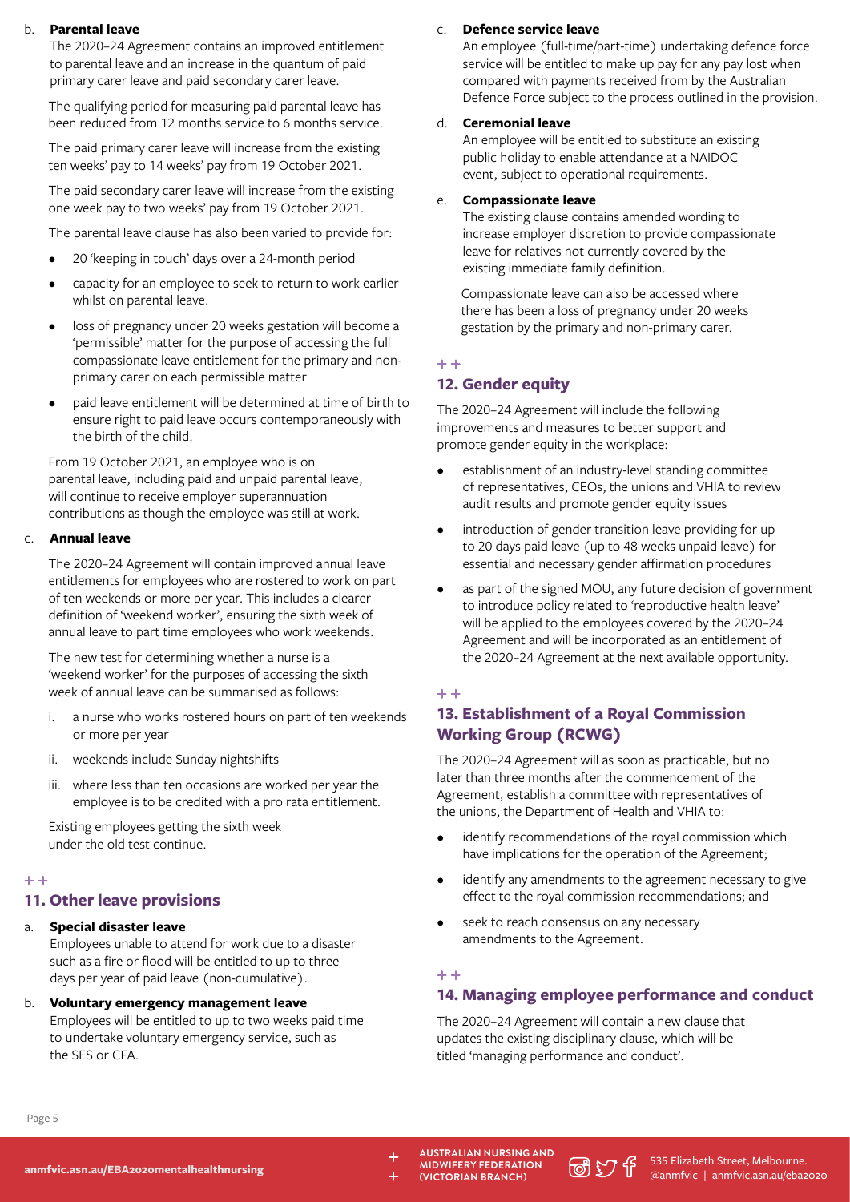b. **Parental leave**

The 2020–24 Agreement contains an improved entitlement to parental leave and an increase in the quantum of paid primary carer leave and paid secondary carer leave.

The qualifying period for measuring paid parental leave has been reduced from 12 months service to 6 months service.

The paid primary carer leave will increase from the existing ten weeks' pay to 14 weeks' pay from 19 October 2021.

The paid secondary carer leave will increase from the existing one week pay to two weeks' pay from 19 October 2021.

The parental leave clause has also been varied to provide for:

- 20 'keeping in touch' days over a 24-month period
- capacity for an employee to seek to return to work earlier whilst on parental leave.
- loss of pregnancy under 20 weeks gestation will become a 'permissible' matter for the purpose of accessing the full compassionate leave entitlement for the primary and non-primary carer on each permissible matter
- paid leave entitlement will be determined at time of birth to ensure right to paid leave occurs contemporaneously with the birth of the child.

From 19 October 2021, an employee who is on parental leave, including paid and unpaid parental leave, will continue to receive employer superannuation contributions as though the employee was still at work.

c. **Annual leave**

The 2020–24 Agreement will contain improved annual leave entitlements for employees who are rostered to work on part of ten weekends or more per year. This includes a clearer definition of 'weekend worker', ensuring the sixth week of annual leave to part time employees who work weekends.

The new test for determining whether a nurse is a 'weekend worker' for the purposes of accessing the sixth week of annual leave can be summarised as follows:

i. a nurse who works rostered hours on part of ten weekends or more per year
ii. weekends include Sunday nightshifts
iii. where less than ten occasions are worked per year the employee is to be credited with a pro rata entitlement.

Existing employees getting the sixth week under the old test continue.

## 11. Other leave provisions

a. **Special disaster leave**
Employees unable to attend for work due to a disaster such as a fire or flood will be entitled to up to three days per year of paid leave (non-cumulative).

b. **Voluntary emergency management leave**
Employees will be entitled to up to two weeks paid time to undertake voluntary emergency service, such as the SES or CFA.

c. **Defence service leave**
An employee (full-time/part-time) undertaking defence force service will be entitled to make up pay for any pay lost when compared with payments received from by the Australian Defence Force subject to the process outlined in the provision.

d. **Ceremonial leave**
An employee will be entitled to substitute an existing public holiday to enable attendance at a NAIDOC event, subject to operational requirements.

e. **Compassionate leave**
The existing clause contains amended wording to increase employer discretion to provide compassionate leave for relatives not currently covered by the existing immediate family definition.

Compassionate leave can also be accessed where there has been a loss of pregnancy under 20 weeks gestation by the primary and non-primary carer.

## 12. Gender equity

The 2020–24 Agreement will include the following improvements and measures to better support and promote gender equity in the workplace:

- establishment of an industry-level standing committee of representatives, CEOs, the unions and VHIA to review audit results and promote gender equity issues
- introduction of gender transition leave providing for up to 20 days paid leave (up to 48 weeks unpaid leave) for essential and necessary gender affirmation procedures
- as part of the signed MOU, any future decision of government to introduce policy related to 'reproductive health leave' will be applied to the employees covered by the 2020–24 Agreement and will be incorporated as an entitlement of the 2020–24 Agreement at the next available opportunity.

## 13. Establishment of a Royal Commission Working Group (RCWG)

The 2020–24 Agreement will as soon as practicable, but no later than three months after the commencement of the Agreement, establish a committee with representatives of the unions, the Department of Health and VHIA to:

- identify recommendations of the royal commission which have implications for the operation of the Agreement;
- identify any amendments to the agreement necessary to give effect to the royal commission recommendations; and
- seek to reach consensus on any necessary amendments to the Agreement.

## 14. Managing employee performance and conduct

The 2020–24 Agreement will contain a new clause that updates the existing disciplinary clause, which will be titled 'managing performance and conduct'.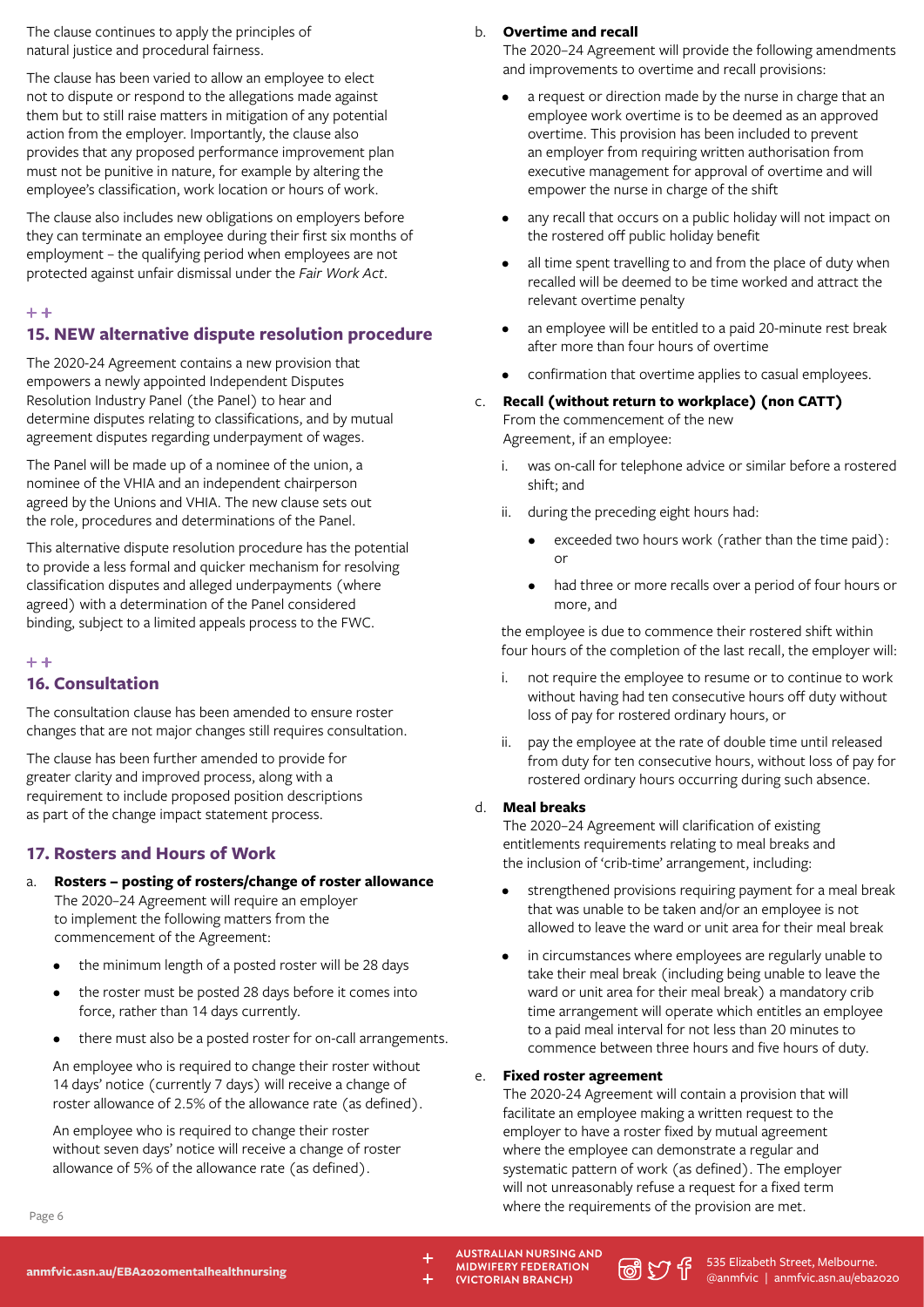The clause continues to apply the principles of natural justice and procedural fairness.

The clause has been varied to allow an employee to elect not to dispute or respond to the allegations made against them but to still raise matters in mitigation of any potential action from the employer. Importantly, the clause also provides that any proposed performance improvement plan must not be punitive in nature, for example by altering the employee's classification, work location or hours of work.

The clause also includes new obligations on employers before they can terminate an employee during their first six months of employment – the qualifying period when employees are not protected against unfair dismissal under the *Fair Work Act*.

++

## 15. NEW alternative dispute resolution procedure

The 2020-24 Agreement contains a new provision that empowers a newly appointed Independent Disputes Resolution Industry Panel (the Panel) to hear and determine disputes relating to classifications, and by mutual agreement disputes regarding underpayment of wages.

The Panel will be made up of a nominee of the union, a nominee of the VHIA and an independent chairperson agreed by the Unions and VHIA. The new clause sets out the role, procedures and determinations of the Panel.

This alternative dispute resolution procedure has the potential to provide a less formal and quicker mechanism for resolving classification disputes and alleged underpayments (where agreed) with a determination of the Panel considered binding, subject to a limited appeals process to the FWC.

++

## 16. Consultation

The consultation clause has been amended to ensure roster changes that are not major changes still requires consultation.

The clause has been further amended to provide for greater clarity and improved process, along with a requirement to include proposed position descriptions as part of the change impact statement process.

## 17. Rosters and Hours of Work

a. **Rosters – posting of rosters/change of roster allowance**
The 2020–24 Agreement will require an employer to implement the following matters from the commencement of the Agreement:

- the minimum length of a posted roster will be 28 days
- the roster must be posted 28 days before it comes into force, rather than 14 days currently.
- there must also be a posted roster for on-call arrangements.

An employee who is required to change their roster without 14 days' notice (currently 7 days) will receive a change of roster allowance of 2.5% of the allowance rate (as defined).

An employee who is required to change their roster without seven days' notice will receive a change of roster allowance of 5% of the allowance rate (as defined).

b. **Overtime and recall**
The 2020–24 Agreement will provide the following amendments and improvements to overtime and recall provisions:

- a request or direction made by the nurse in charge that an employee work overtime is to be deemed as an approved overtime. This provision has been included to prevent an employer from requiring written authorisation from executive management for approval of overtime and will empower the nurse in charge of the shift
- any recall that occurs on a public holiday will not impact on the rostered off public holiday benefit
- all time spent travelling to and from the place of duty when recalled will be deemed to be time worked and attract the relevant overtime penalty
- an employee will be entitled to a paid 20-minute rest break after more than four hours of overtime
- confirmation that overtime applies to casual employees.

c. **Recall (without return to workplace) (non CATT)**
From the commencement of the new Agreement, if an employee:

i. was on-call for telephone advice or similar before a rostered shift; and

ii. during the preceding eight hours had:

- exceeded two hours work (rather than the time paid): or
- had three or more recalls over a period of four hours or more, and

the employee is due to commence their rostered shift within four hours of the completion of the last recall, the employer will:

i. not require the employee to resume or to continue to work without having had ten consecutive hours off duty without loss of pay for rostered ordinary hours, or

ii. pay the employee at the rate of double time until released from duty for ten consecutive hours, without loss of pay for rostered ordinary hours occurring during such absence.

d. **Meal breaks**
The 2020–24 Agreement will clarification of existing entitlements requirements relating to meal breaks and the inclusion of 'crib-time' arrangement, including:

- strengthened provisions requiring payment for a meal break that was unable to be taken and/or an employee is not allowed to leave the ward or unit area for their meal break
- in circumstances where employees are regularly unable to take their meal break (including being unable to leave the ward or unit area for their meal break) a mandatory crib time arrangement will operate which entitles an employee to a paid meal interval for not less than 20 minutes to commence between three hours and five hours of duty.

e. **Fixed roster agreement**
The 2020-24 Agreement will contain a provision that will facilitate an employee making a written request to the employer to have a roster fixed by mutual agreement where the employee can demonstrate a regular and systematic pattern of work (as defined). The employer will not unreasonably refuse a request for a fixed term where the requirements of the provision are met.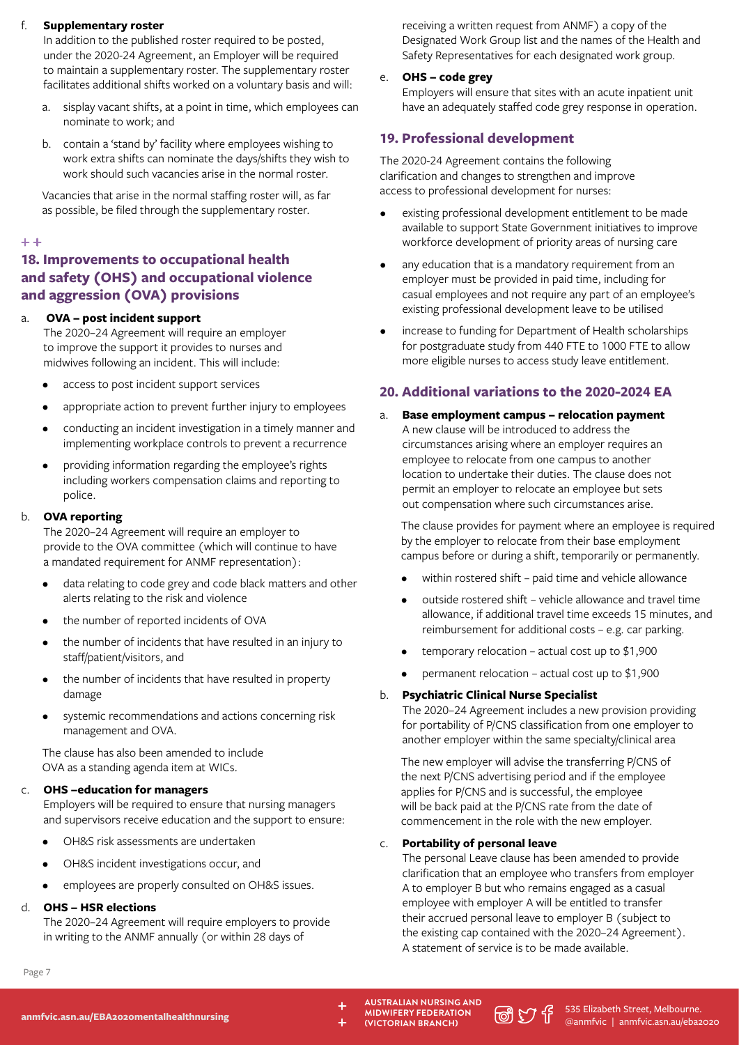f. **Supplementary roster**

In addition to the published roster required to be posted, under the 2020-24 Agreement, an Employer will be required to maintain a supplementary roster. The supplementary roster facilitates additional shifts worked on a voluntary basis and will:

a. sisplay vacant shifts, at a point in time, which employees can nominate to work; and

b. contain a 'stand by' facility where employees wishing to work extra shifts can nominate the days/shifts they wish to work should such vacancies arise in the normal roster.

Vacancies that arise in the normal staffing roster will, as far as possible, be filed through the supplementary roster.

++

## 18. Improvements to occupational health and safety (OHS) and occupational violence and aggression (OVA) provisions

a. **OVA – post incident support**

The 2020–24 Agreement will require an employer to improve the support it provides to nurses and midwives following an incident. This will include:

- access to post incident support services
- appropriate action to prevent further injury to employees
- conducting an incident investigation in a timely manner and implementing workplace controls to prevent a recurrence
- providing information regarding the employee's rights including workers compensation claims and reporting to police.

b. **OVA reporting**

The 2020–24 Agreement will require an employer to provide to the OVA committee (which will continue to have a mandated requirement for ANMF representation):

- data relating to code grey and code black matters and other alerts relating to the risk and violence
- the number of reported incidents of OVA
- the number of incidents that have resulted in an injury to staff/patient/visitors, and
- the number of incidents that have resulted in property damage
- systemic recommendations and actions concerning risk management and OVA.

The clause has also been amended to include OVA as a standing agenda item at WICs.

c. **OHS –education for managers**

Employers will be required to ensure that nursing managers and supervisors receive education and the support to ensure:

- OH&S risk assessments are undertaken
- OH&S incident investigations occur, and
- employees are properly consulted on OH&S issues.

d. **OHS – HSR elections**

The 2020–24 Agreement will require employers to provide in writing to the ANMF annually (or within 28 days of receiving a written request from ANMF) a copy of the Designated Work Group list and the names of the Health and Safety Representatives for each designated work group.

e. **OHS – code grey**

Employers will ensure that sites with an acute inpatient unit have an adequately staffed code grey response in operation.

## 19. Professional development

The 2020-24 Agreement contains the following clarification and changes to strengthen and improve access to professional development for nurses:

- existing professional development entitlement to be made available to support State Government initiatives to improve workforce development of priority areas of nursing care
- any education that is a mandatory requirement from an employer must be provided in paid time, including for casual employees and not require any part of an employee's existing professional development leave to be utilised
- increase to funding for Department of Health scholarships for postgraduate study from 440 FTE to 1000 FTE to allow more eligible nurses to access study leave entitlement.

## 20. Additional variations to the 2020-2024 EA

a. **Base employment campus – relocation payment**

A new clause will be introduced to address the circumstances arising where an employer requires an employee to relocate from one campus to another location to undertake their duties. The clause does not permit an employer to relocate an employee but sets out compensation where such circumstances arise.

The clause provides for payment where an employee is required by the employer to relocate from their base employment campus before or during a shift, temporarily or permanently.

- within rostered shift – paid time and vehicle allowance
- outside rostered shift – vehicle allowance and travel time allowance, if additional travel time exceeds 15 minutes, and reimbursement for additional costs – e.g. car parking.
- temporary relocation – actual cost up to $1,900
- permanent relocation – actual cost up to $1,900

b. **Psychiatric Clinical Nurse Specialist**

The 2020–24 Agreement includes a new provision providing for portability of P/CNS classification from one employer to another employer within the same specialty/clinical area

The new employer will advise the transferring P/CNS of the next P/CNS advertising period and if the employee applies for P/CNS and is successful, the employee will be back paid at the P/CNS rate from the date of commencement in the role with the new employer.

c. **Portability of personal leave**

The personal Leave clause has been amended to provide clarification that an employee who transfers from employer A to employer B but who remains engaged as a casual employee with employer A will be entitled to transfer their accrued personal leave to employer B (subject to the existing cap contained with the 2020–24 Agreement). A statement of service is to be made available.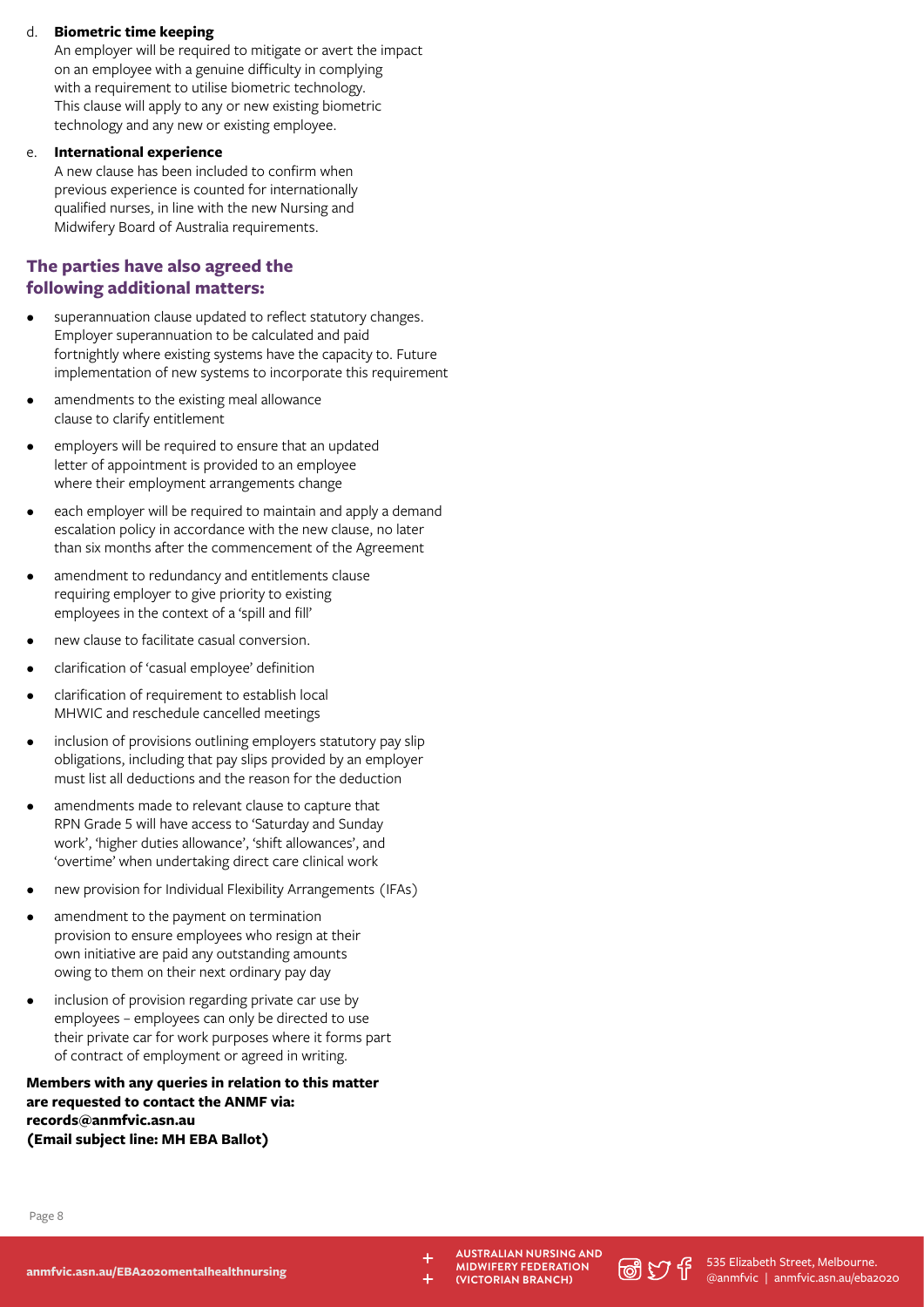d. **Biometric time keeping**
   An employer will be required to mitigate or avert the impact on an employee with a genuine difficulty in complying with a requirement to utilise biometric technology. This clause will apply to any or new existing biometric technology and any new or existing employee.

e. **International experience**
   A new clause has been included to confirm when previous experience is counted for internationally qualified nurses, in line with the new Nursing and Midwifery Board of Australia requirements.

## The parties have also agreed the following additional matters:

- superannuation clause updated to reflect statutory changes. Employer superannuation to be calculated and paid fortnightly where existing systems have the capacity to. Future implementation of new systems to incorporate this requirement
- amendments to the existing meal allowance clause to clarify entitlement
- employers will be required to ensure that an updated letter of appointment is provided to an employee where their employment arrangements change
- each employer will be required to maintain and apply a demand escalation policy in accordance with the new clause, no later than six months after the commencement of the Agreement
- amendment to redundancy and entitlements clause requiring employer to give priority to existing employees in the context of a 'spill and fill'
- new clause to facilitate casual conversion.
- clarification of 'casual employee' definition
- clarification of requirement to establish local MHWIC and reschedule cancelled meetings
- inclusion of provisions outlining employers statutory pay slip obligations, including that pay slips provided by an employer must list all deductions and the reason for the deduction
- amendments made to relevant clause to capture that RPN Grade 5 will have access to 'Saturday and Sunday work', 'higher duties allowance', 'shift allowances', and 'overtime' when undertaking direct care clinical work
- new provision for Individual Flexibility Arrangements (IFAs)
- amendment to the payment on termination provision to ensure employees who resign at their own initiative are paid any outstanding amounts owing to them on their next ordinary pay day
- inclusion of provision regarding private car use by employees – employees can only be directed to use their private car for work purposes where it forms part of contract of employment or agreed in writing.

**Members with any queries in relation to this matter are requested to contact the ANMF via: records@anmfvic.asn.au (Email subject line: MH EBA Ballot)**